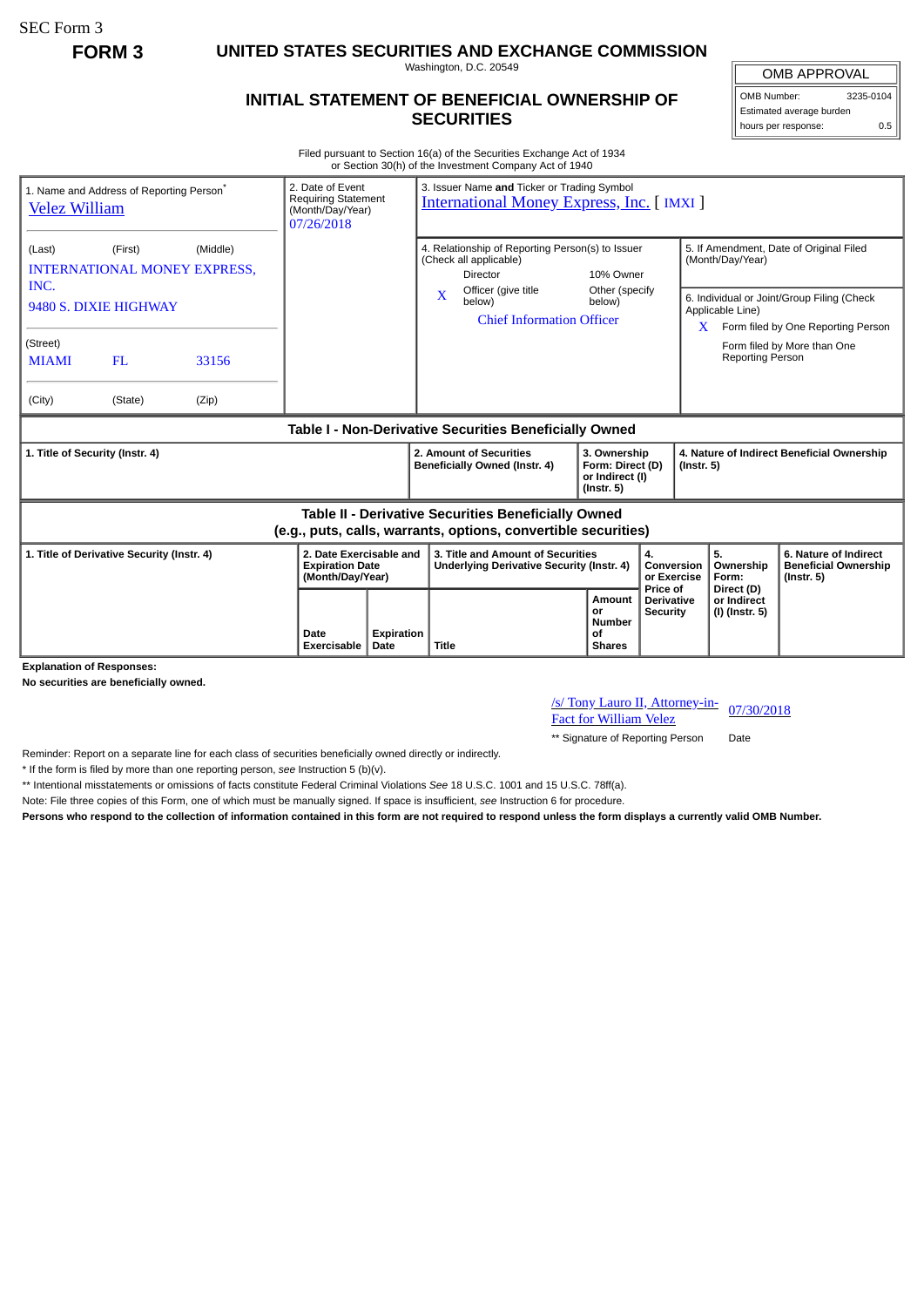SEC Form 3

**FORM 3**

# UNITED STATES SECURITIES AND EXCHANGE COMMISSION

Washington, D.C. 20549

## INITIAL STATEMENT OF BENEFICIAL OWNERSHIP OF SECURITIES

| OMB APPROVAL | |
|---|---|
| OMB Number: | 3235-0104 |
| Estimated average burden | |
| hours per response: | 0.5 |

Filed pursuant to Section 16(a) of the Securities Exchange Act of 1934
or Section 30(h) of the Investment Company Act of 1940

| 1. Name and Address of Reporting Person* | 2. Date of Event Requiring Statement (Month/Day/Year) | 3. Issuer Name **and** Ticker or Trading Symbol |
|---|---|---|
| Velez William | 07/26/2018 | International Money Express, Inc. [ IMXI ] |
| (Last) (First) (Middle)<br>INTERNATIONAL MONEY EXPRESS, INC.<br>9480 S. DIXIE HIGHWAY | | 4. Relationship of Reporting Person(s) to Issuer (Check all applicable)<br>Director<br>10% Owner<br>X Officer (give title below)<br>Other (specify below)<br>Chief Information Officer |
| (Street)<br>MIAMI FL 33156 | | 5. If Amendment, Date of Original Filed (Month/Day/Year) |
| (City) (State) (Zip) | | 6. Individual or Joint/Group Filing (Check Applicable Line)<br>X Form filed by One Reporting Person<br>Form filed by More than One Reporting Person |

### Table I - Non-Derivative Securities Beneficially Owned

| 1. Title of Security (Instr. 4) | 2. Amount of Securities Beneficially Owned (Instr. 4) | 3. Ownership Form: Direct (D) or Indirect (I) (Instr. 5) | 4. Nature of Indirect Beneficial Ownership (Instr. 5) |
|---|---|---|---|

### Table II - Derivative Securities Beneficially Owned (e.g., puts, calls, warrants, options, convertible securities)

| 1. Title of Derivative Security (Instr. 4) | 2. Date Exercisable and Expiration Date (Month/Day/Year) | | 3. Title and Amount of Securities Underlying Derivative Security (Instr. 4) | | 4. Conversion or Exercise Price of Derivative Security | 5. Ownership Form: Direct (D) or Indirect (I) (Instr. 5) | 6. Nature of Indirect Beneficial Ownership (Instr. 5) |
|---|---|---|---|---|---|---|---|
| | Date Exercisable | Expiration Date | Title | Amount or Number of Shares | | | |

**Explanation of Responses:**

**No securities are beneficially owned.**

/s/ Tony Lauro II, Attorney-in-Fact for William Velez    07/30/2018

** Signature of Reporting Person    Date

Reminder: Report on a separate line for each class of securities beneficially owned directly or indirectly.

\* If the form is filed by more than one reporting person, *see* Instruction 5 (b)(v).

** Intentional misstatements or omissions of facts constitute Federal Criminal Violations *See* 18 U.S.C. 1001 and 15 U.S.C. 78ff(a).

Note: File three copies of this Form, one of which must be manually signed. If space is insufficient, *see* Instruction 6 for procedure.

**Persons who respond to the collection of information contained in this form are not required to respond unless the form displays a currently valid OMB Number.**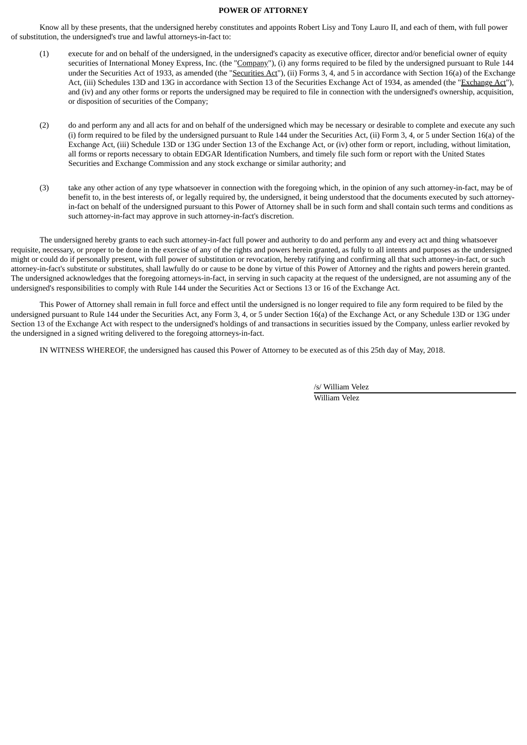**POWER OF ATTORNEY**

Know all by these presents, that the undersigned hereby constitutes and appoints Robert Lisy and Tony Lauro II, and each of them, with full power of substitution, the undersigned's true and lawful attorneys-in-fact to:

(1) execute for and on behalf of the undersigned, in the undersigned's capacity as executive officer, director and/or beneficial owner of equity securities of International Money Express, Inc. (the "Company"), (i) any forms required to be filed by the undersigned pursuant to Rule 144 under the Securities Act of 1933, as amended (the "Securities Act"), (ii) Forms 3, 4, and 5 in accordance with Section 16(a) of the Exchange Act, (iii) Schedules 13D and 13G in accordance with Section 13 of the Securities Exchange Act of 1934, as amended (the "Exchange Act"), and (iv) and any other forms or reports the undersigned may be required to file in connection with the undersigned's ownership, acquisition, or disposition of securities of the Company;

(2) do and perform any and all acts for and on behalf of the undersigned which may be necessary or desirable to complete and execute any such (i) form required to be filed by the undersigned pursuant to Rule 144 under the Securities Act, (ii) Form 3, 4, or 5 under Section 16(a) of the Exchange Act, (iii) Schedule 13D or 13G under Section 13 of the Exchange Act, or (iv) other form or report, including, without limitation, all forms or reports necessary to obtain EDGAR Identification Numbers, and timely file such form or report with the United States Securities and Exchange Commission and any stock exchange or similar authority; and

(3) take any other action of any type whatsoever in connection with the foregoing which, in the opinion of any such attorney-in-fact, may be of benefit to, in the best interests of, or legally required by, the undersigned, it being understood that the documents executed by such attorney-in-fact on behalf of the undersigned pursuant to this Power of Attorney shall be in such form and shall contain such terms and conditions as such attorney-in-fact may approve in such attorney-in-fact's discretion.

The undersigned hereby grants to each such attorney-in-fact full power and authority to do and perform any and every act and thing whatsoever requisite, necessary, or proper to be done in the exercise of any of the rights and powers herein granted, as fully to all intents and purposes as the undersigned might or could do if personally present, with full power of substitution or revocation, hereby ratifying and confirming all that such attorney-in-fact, or such attorney-in-fact's substitute or substitutes, shall lawfully do or cause to be done by virtue of this Power of Attorney and the rights and powers herein granted. The undersigned acknowledges that the foregoing attorneys-in-fact, in serving in such capacity at the request of the undersigned, are not assuming any of the undersigned's responsibilities to comply with Rule 144 under the Securities Act or Sections 13 or 16 of the Exchange Act.

This Power of Attorney shall remain in full force and effect until the undersigned is no longer required to file any form required to be filed by the undersigned pursuant to Rule 144 under the Securities Act, any Form 3, 4, or 5 under Section 16(a) of the Exchange Act, or any Schedule 13D or 13G under Section 13 of the Exchange Act with respect to the undersigned's holdings of and transactions in securities issued by the Company, unless earlier revoked by the undersigned in a signed writing delivered to the foregoing attorneys-in-fact.

IN WITNESS WHEREOF, the undersigned has caused this Power of Attorney to be executed as of this 25th day of May, 2018.

/s/ William Velez

William Velez